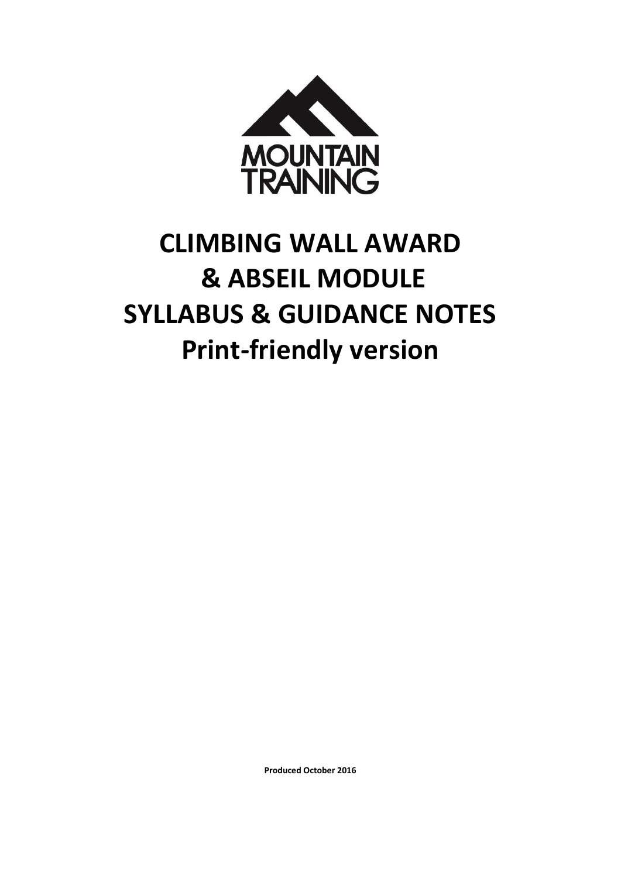MOUNTAIN TRAINING

# CLIMBING WALL AWARD & ABSEIL MODULE SYLLABUS & GUIDANCE NOTES Print-friendly version

**Produced October 2016**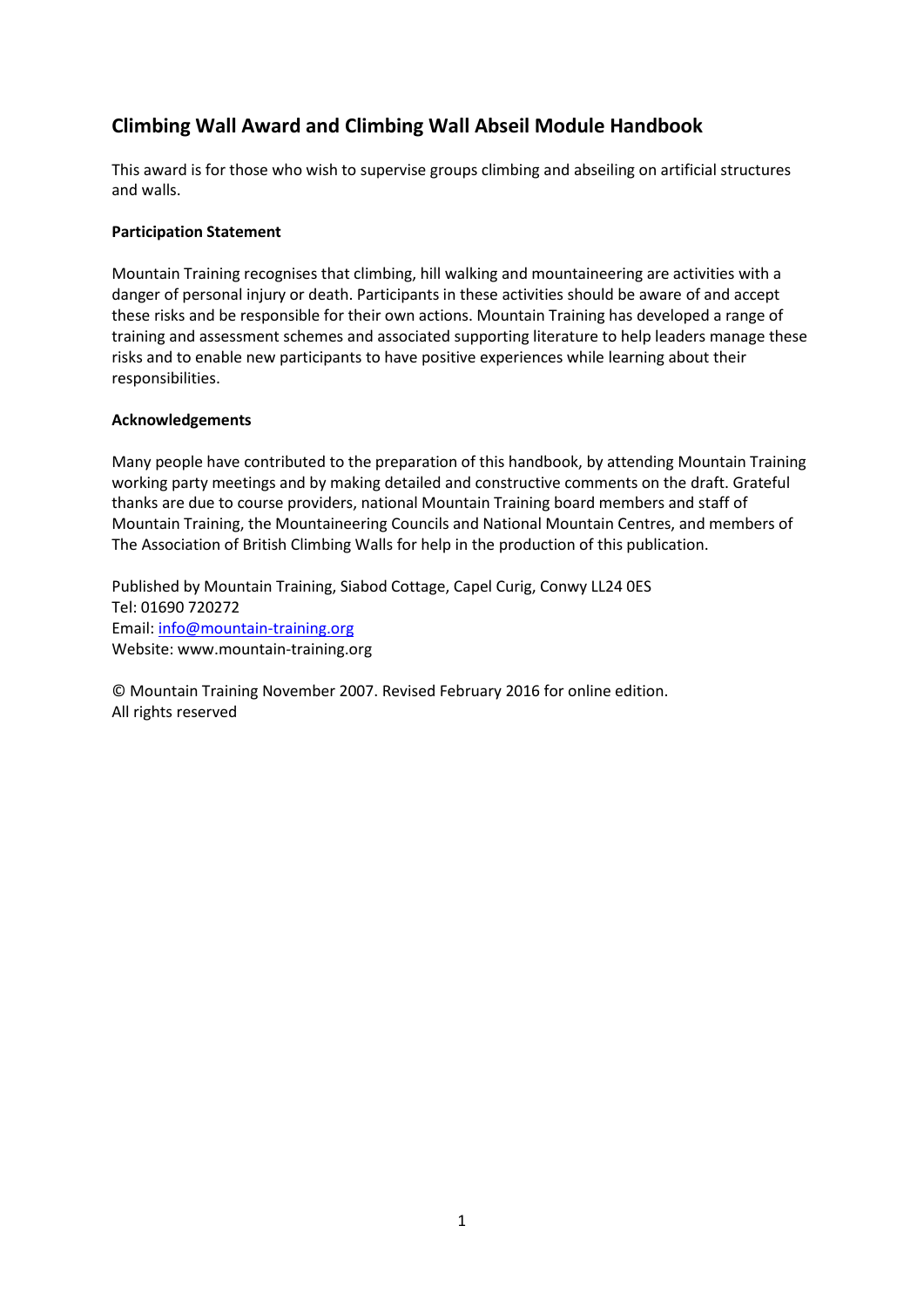# Climbing Wall Award and Climbing Wall Abseil Module Handbook

This award is for those who wish to supervise groups climbing and abseiling on artificial structures and walls.

**Participation Statement**

Mountain Training recognises that climbing, hill walking and mountaineering are activities with a danger of personal injury or death. Participants in these activities should be aware of and accept these risks and be responsible for their own actions. Mountain Training has developed a range of training and assessment schemes and associated supporting literature to help leaders manage these risks and to enable new participants to have positive experiences while learning about their responsibilities.

**Acknowledgements**

Many people have contributed to the preparation of this handbook, by attending Mountain Training working party meetings and by making detailed and constructive comments on the draft. Grateful thanks are due to course providers, national Mountain Training board members and staff of Mountain Training, the Mountaineering Councils and National Mountain Centres, and members of The Association of British Climbing Walls for help in the production of this publication.

Published by Mountain Training, Siabod Cottage, Capel Curig, Conwy LL24 0ES
Tel: 01690 720272
Email: info@mountain-training.org
Website: www.mountain-training.org

© Mountain Training November 2007. Revised February 2016 for online edition.
All rights reserved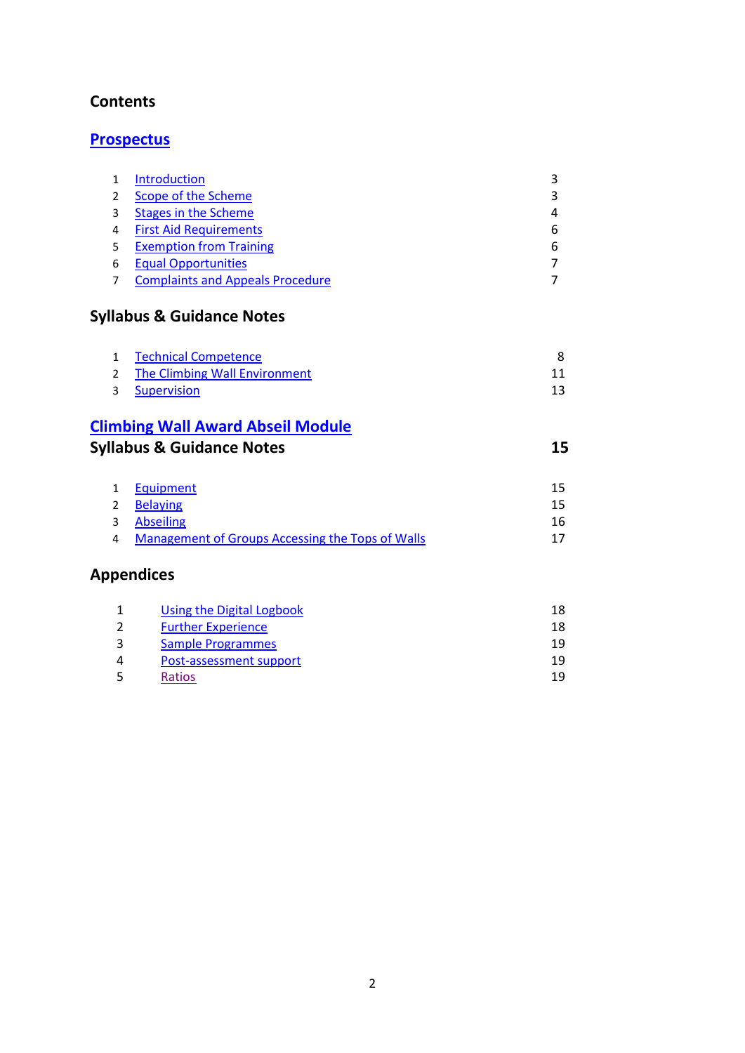# Contents

## Prospectus

| | | |
|---|---|---|
| 1 | Introduction | 3 |
| 2 | Scope of the Scheme | 3 |
| 3 | Stages in the Scheme | 4 |
| 4 | First Aid Requirements | 6 |
| 5 | Exemption from Training | 6 |
| 6 | Equal Opportunities | 7 |
| 7 | Complaints and Appeals Procedure | 7 |

## Syllabus & Guidance Notes

| | | |
|---|---|---|
| 1 | Technical Competence | 8 |
| 2 | The Climbing Wall Environment | 11 |
| 3 | Supervision | 13 |

## Climbing Wall Award Abseil Module
## Syllabus & Guidance Notes — 15

| | | |
|---|---|---|
| 1 | Equipment | 15 |
| 2 | Belaying | 15 |
| 3 | Abseiling | 16 |
| 4 | Management of Groups Accessing the Tops of Walls | 17 |

## Appendices

| | | |
|---|---|---|
| 1 | Using the Digital Logbook | 18 |
| 2 | Further Experience | 18 |
| 3 | Sample Programmes | 19 |
| 4 | Post-assessment support | 19 |
| 5 | Ratios | 19 |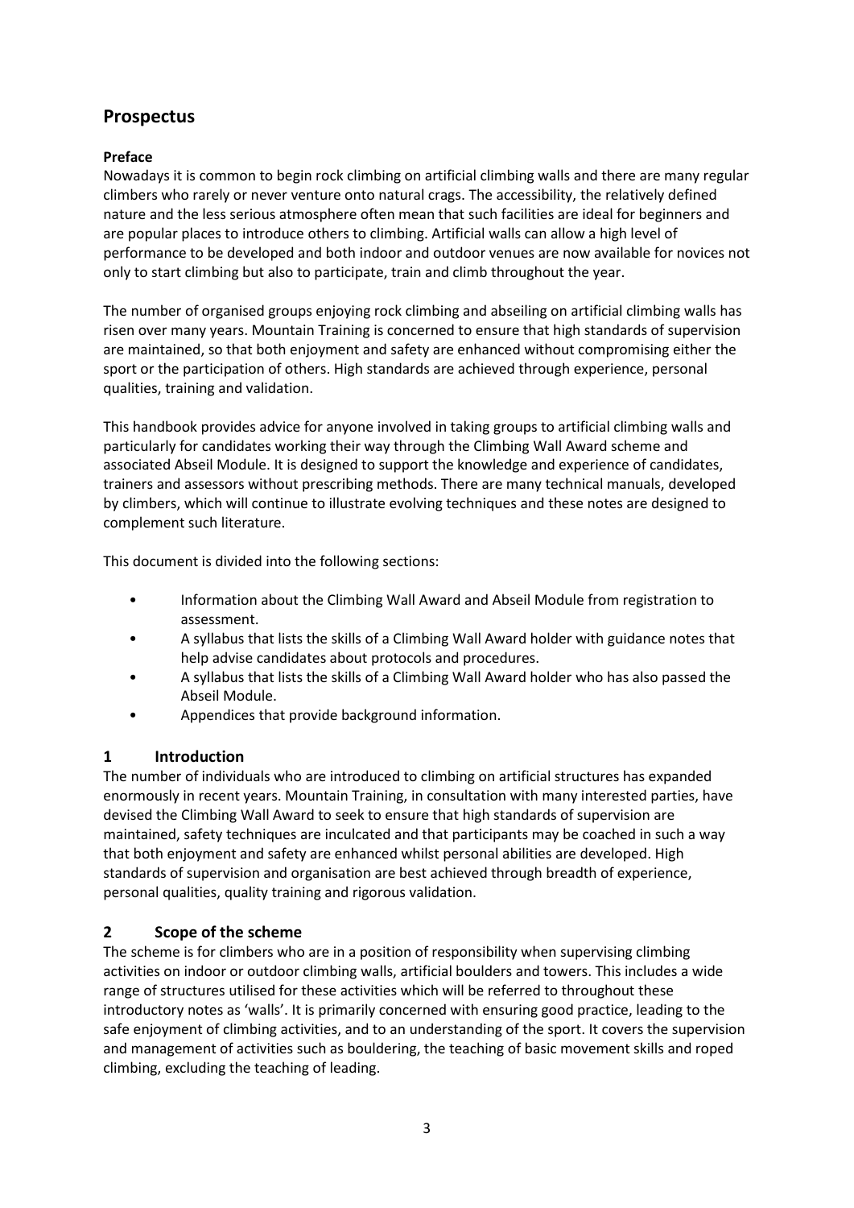## Prospectus

**Preface**

Nowadays it is common to begin rock climbing on artificial climbing walls and there are many regular climbers who rarely or never venture onto natural crags. The accessibility, the relatively defined nature and the less serious atmosphere often mean that such facilities are ideal for beginners and are popular places to introduce others to climbing. Artificial walls can allow a high level of performance to be developed and both indoor and outdoor venues are now available for novices not only to start climbing but also to participate, train and climb throughout the year.

The number of organised groups enjoying rock climbing and abseiling on artificial climbing walls has risen over many years. Mountain Training is concerned to ensure that high standards of supervision are maintained, so that both enjoyment and safety are enhanced without compromising either the sport or the participation of others. High standards are achieved through experience, personal qualities, training and validation.

This handbook provides advice for anyone involved in taking groups to artificial climbing walls and particularly for candidates working their way through the Climbing Wall Award scheme and associated Abseil Module. It is designed to support the knowledge and experience of candidates, trainers and assessors without prescribing methods. There are many technical manuals, developed by climbers, which will continue to illustrate evolving techniques and these notes are designed to complement such literature.

This document is divided into the following sections:

- Information about the Climbing Wall Award and Abseil Module from registration to assessment.
- A syllabus that lists the skills of a Climbing Wall Award holder with guidance notes that help advise candidates about protocols and procedures.
- A syllabus that lists the skills of a Climbing Wall Award holder who has also passed the Abseil Module.
- Appendices that provide background information.

### 1 Introduction

The number of individuals who are introduced to climbing on artificial structures has expanded enormously in recent years. Mountain Training, in consultation with many interested parties, have devised the Climbing Wall Award to seek to ensure that high standards of supervision are maintained, safety techniques are inculcated and that participants may be coached in such a way that both enjoyment and safety are enhanced whilst personal abilities are developed. High standards of supervision and organisation are best achieved through breadth of experience, personal qualities, quality training and rigorous validation.

### 2 Scope of the scheme

The scheme is for climbers who are in a position of responsibility when supervising climbing activities on indoor or outdoor climbing walls, artificial boulders and towers. This includes a wide range of structures utilised for these activities which will be referred to throughout these introductory notes as 'walls'. It is primarily concerned with ensuring good practice, leading to the safe enjoyment of climbing activities, and to an understanding of the sport. It covers the supervision and management of activities such as bouldering, the teaching of basic movement skills and roped climbing, excluding the teaching of leading.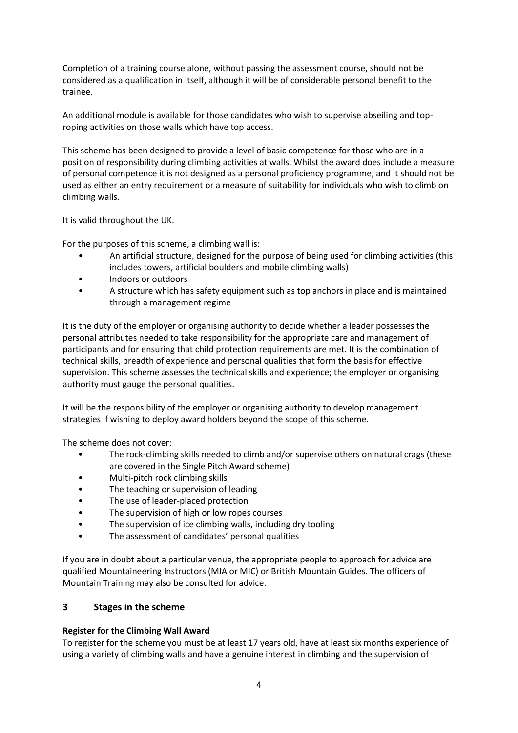Completion of a training course alone, without passing the assessment course, should not be considered as a qualification in itself, although it will be of considerable personal benefit to the trainee.

An additional module is available for those candidates who wish to supervise abseiling and top-roping activities on those walls which have top access.

This scheme has been designed to provide a level of basic competence for those who are in a position of responsibility during climbing activities at walls. Whilst the award does include a measure of personal competence it is not designed as a personal proficiency programme, and it should not be used as either an entry requirement or a measure of suitability for individuals who wish to climb on climbing walls.

It is valid throughout the UK.

For the purposes of this scheme, a climbing wall is:

- An artificial structure, designed for the purpose of being used for climbing activities (this includes towers, artificial boulders and mobile climbing walls)
- Indoors or outdoors
- A structure which has safety equipment such as top anchors in place and is maintained through a management regime

It is the duty of the employer or organising authority to decide whether a leader possesses the personal attributes needed to take responsibility for the appropriate care and management of participants and for ensuring that child protection requirements are met. It is the combination of technical skills, breadth of experience and personal qualities that form the basis for effective supervision. This scheme assesses the technical skills and experience; the employer or organising authority must gauge the personal qualities.

It will be the responsibility of the employer or organising authority to develop management strategies if wishing to deploy award holders beyond the scope of this scheme.

The scheme does not cover:

- The rock-climbing skills needed to climb and/or supervise others on natural crags (these are covered in the Single Pitch Award scheme)
- Multi-pitch rock climbing skills
- The teaching or supervision of leading
- The use of leader-placed protection
- The supervision of high or low ropes courses
- The supervision of ice climbing walls, including dry tooling
- The assessment of candidates' personal qualities

If you are in doubt about a particular venue, the appropriate people to approach for advice are qualified Mountaineering Instructors (MIA or MIC) or British Mountain Guides. The officers of Mountain Training may also be consulted for advice.

## 3 Stages in the scheme

**Register for the Climbing Wall Award**

To register for the scheme you must be at least 17 years old, have at least six months experience of using a variety of climbing walls and have a genuine interest in climbing and the supervision of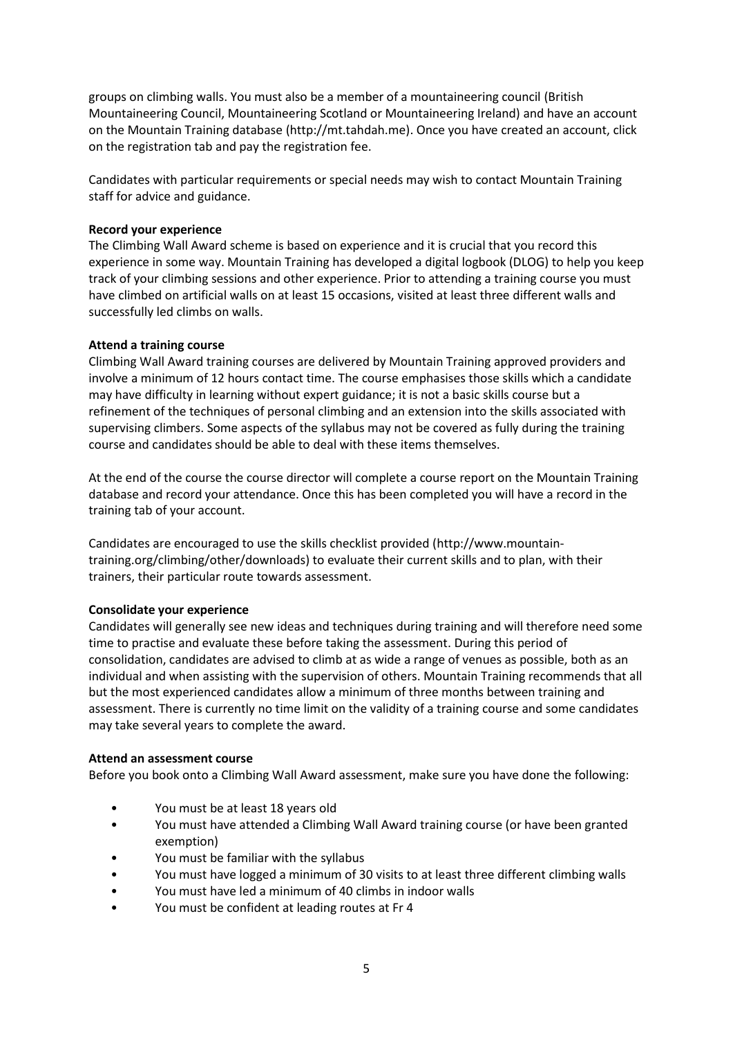groups on climbing walls. You must also be a member of a mountaineering council (British Mountaineering Council, Mountaineering Scotland or Mountaineering Ireland) and have an account on the Mountain Training database (http://mt.tahdah.me). Once you have created an account, click on the registration tab and pay the registration fee.

Candidates with particular requirements or special needs may wish to contact Mountain Training staff for advice and guidance.

**Record your experience**

The Climbing Wall Award scheme is based on experience and it is crucial that you record this experience in some way. Mountain Training has developed a digital logbook (DLOG) to help you keep track of your climbing sessions and other experience. Prior to attending a training course you must have climbed on artificial walls on at least 15 occasions, visited at least three different walls and successfully led climbs on walls.

**Attend a training course**

Climbing Wall Award training courses are delivered by Mountain Training approved providers and involve a minimum of 12 hours contact time. The course emphasises those skills which a candidate may have difficulty in learning without expert guidance; it is not a basic skills course but a refinement of the techniques of personal climbing and an extension into the skills associated with supervising climbers. Some aspects of the syllabus may not be covered as fully during the training course and candidates should be able to deal with these items themselves.

At the end of the course the course director will complete a course report on the Mountain Training database and record your attendance. Once this has been completed you will have a record in the training tab of your account.

Candidates are encouraged to use the skills checklist provided (http://www.mountain-training.org/climbing/other/downloads) to evaluate their current skills and to plan, with their trainers, their particular route towards assessment.

**Consolidate your experience**

Candidates will generally see new ideas and techniques during training and will therefore need some time to practise and evaluate these before taking the assessment. During this period of consolidation, candidates are advised to climb at as wide a range of venues as possible, both as an individual and when assisting with the supervision of others. Mountain Training recommends that all but the most experienced candidates allow a minimum of three months between training and assessment. There is currently no time limit on the validity of a training course and some candidates may take several years to complete the award.

**Attend an assessment course**

Before you book onto a Climbing Wall Award assessment, make sure you have done the following:

- You must be at least 18 years old
- You must have attended a Climbing Wall Award training course (or have been granted exemption)
- You must be familiar with the syllabus
- You must have logged a minimum of 30 visits to at least three different climbing walls
- You must have led a minimum of 40 climbs in indoor walls
- You must be confident at leading routes at Fr 4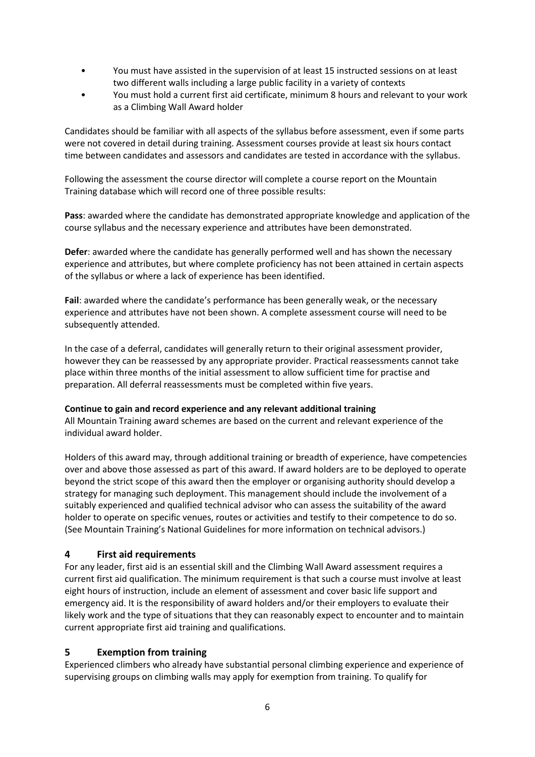- You must have assisted in the supervision of at least 15 instructed sessions on at least two different walls including a large public facility in a variety of contexts
- You must hold a current first aid certificate, minimum 8 hours and relevant to your work as a Climbing Wall Award holder

Candidates should be familiar with all aspects of the syllabus before assessment, even if some parts were not covered in detail during training. Assessment courses provide at least six hours contact time between candidates and assessors and candidates are tested in accordance with the syllabus.

Following the assessment the course director will complete a course report on the Mountain Training database which will record one of three possible results:

**Pass**: awarded where the candidate has demonstrated appropriate knowledge and application of the course syllabus and the necessary experience and attributes have been demonstrated.

**Defer**: awarded where the candidate has generally performed well and has shown the necessary experience and attributes, but where complete proficiency has not been attained in certain aspects of the syllabus or where a lack of experience has been identified.

**Fail**: awarded where the candidate's performance has been generally weak, or the necessary experience and attributes have not been shown. A complete assessment course will need to be subsequently attended.

In the case of a deferral, candidates will generally return to their original assessment provider, however they can be reassessed by any appropriate provider. Practical reassessments cannot take place within three months of the initial assessment to allow sufficient time for practise and preparation. All deferral reassessments must be completed within five years.

**Continue to gain and record experience and any relevant additional training**
All Mountain Training award schemes are based on the current and relevant experience of the individual award holder.

Holders of this award may, through additional training or breadth of experience, have competencies over and above those assessed as part of this award. If award holders are to be deployed to operate beyond the strict scope of this award then the employer or organising authority should develop a strategy for managing such deployment. This management should include the involvement of a suitably experienced and qualified technical advisor who can assess the suitability of the award holder to operate on specific venues, routes or activities and testify to their competence to do so. (See Mountain Training's National Guidelines for more information on technical advisors.)

## 4 First aid requirements

For any leader, first aid is an essential skill and the Climbing Wall Award assessment requires a current first aid qualification. The minimum requirement is that such a course must involve at least eight hours of instruction, include an element of assessment and cover basic life support and emergency aid. It is the responsibility of award holders and/or their employers to evaluate their likely work and the type of situations that they can reasonably expect to encounter and to maintain current appropriate first aid training and qualifications.

## 5 Exemption from training

Experienced climbers who already have substantial personal climbing experience and experience of supervising groups on climbing walls may apply for exemption from training. To qualify for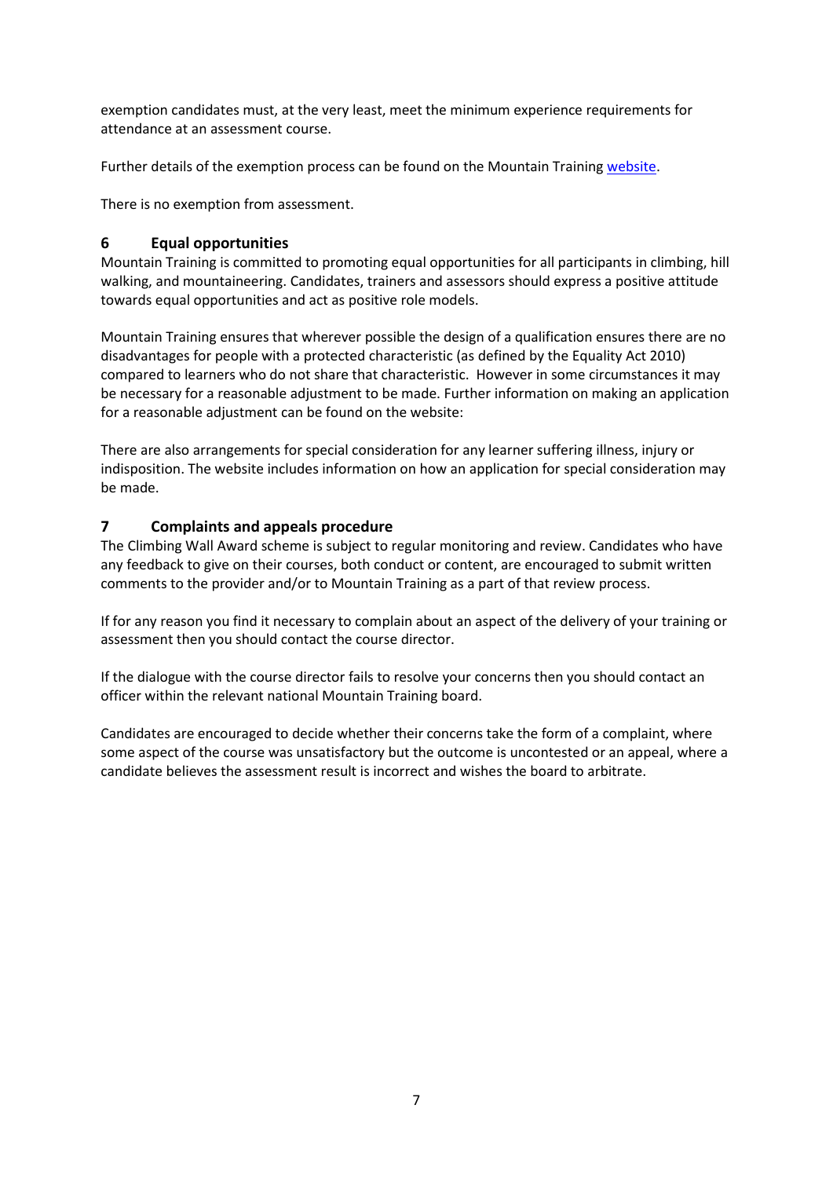exemption candidates must, at the very least, meet the minimum experience requirements for attendance at an assessment course.

Further details of the exemption process can be found on the Mountain Training website.

There is no exemption from assessment.

## 6 Equal opportunities

Mountain Training is committed to promoting equal opportunities for all participants in climbing, hill walking, and mountaineering. Candidates, trainers and assessors should express a positive attitude towards equal opportunities and act as positive role models.

Mountain Training ensures that wherever possible the design of a qualification ensures there are no disadvantages for people with a protected characteristic (as defined by the Equality Act 2010) compared to learners who do not share that characteristic. However in some circumstances it may be necessary for a reasonable adjustment to be made. Further information on making an application for a reasonable adjustment can be found on the website:

There are also arrangements for special consideration for any learner suffering illness, injury or indisposition. The website includes information on how an application for special consideration may be made.

## 7 Complaints and appeals procedure

The Climbing Wall Award scheme is subject to regular monitoring and review. Candidates who have any feedback to give on their courses, both conduct or content, are encouraged to submit written comments to the provider and/or to Mountain Training as a part of that review process.

If for any reason you find it necessary to complain about an aspect of the delivery of your training or assessment then you should contact the course director.

If the dialogue with the course director fails to resolve your concerns then you should contact an officer within the relevant national Mountain Training board.

Candidates are encouraged to decide whether their concerns take the form of a complaint, where some aspect of the course was unsatisfactory but the outcome is uncontested or an appeal, where a candidate believes the assessment result is incorrect and wishes the board to arbitrate.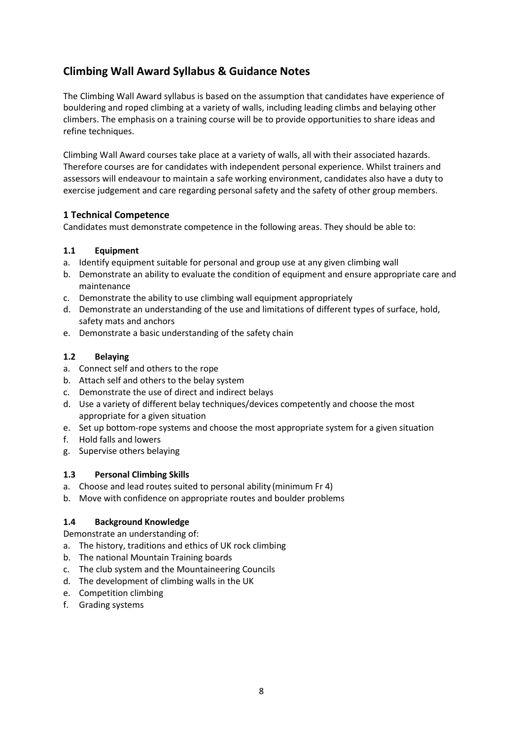## Climbing Wall Award Syllabus & Guidance Notes

The Climbing Wall Award syllabus is based on the assumption that candidates have experience of bouldering and roped climbing at a variety of walls, including leading climbs and belaying other climbers. The emphasis on a training course will be to provide opportunities to share ideas and refine techniques.

Climbing Wall Award courses take place at a variety of walls, all with their associated hazards. Therefore courses are for candidates with independent personal experience. Whilst trainers and assessors will endeavour to maintain a safe working environment, candidates also have a duty to exercise judgement and care regarding personal safety and the safety of other group members.

### 1 Technical Competence

Candidates must demonstrate competence in the following areas. They should be able to:

#### 1.1 Equipment

a. Identify equipment suitable for personal and group use at any given climbing wall
b. Demonstrate an ability to evaluate the condition of equipment and ensure appropriate care and maintenance
c. Demonstrate the ability to use climbing wall equipment appropriately
d. Demonstrate an understanding of the use and limitations of different types of surface, hold, safety mats and anchors
e. Demonstrate a basic understanding of the safety chain

#### 1.2 Belaying

a. Connect self and others to the rope
b. Attach self and others to the belay system
c. Demonstrate the use of direct and indirect belays
d. Use a variety of different belay techniques/devices competently and choose the most appropriate for a given situation
e. Set up bottom-rope systems and choose the most appropriate system for a given situation
f. Hold falls and lowers
g. Supervise others belaying

#### 1.3 Personal Climbing Skills

a. Choose and lead routes suited to personal ability (minimum Fr 4)
b. Move with confidence on appropriate routes and boulder problems

#### 1.4 Background Knowledge

Demonstrate an understanding of:

a. The history, traditions and ethics of UK rock climbing
b. The national Mountain Training boards
c. The club system and the Mountaineering Councils
d. The development of climbing walls in the UK
e. Competition climbing
f. Grading systems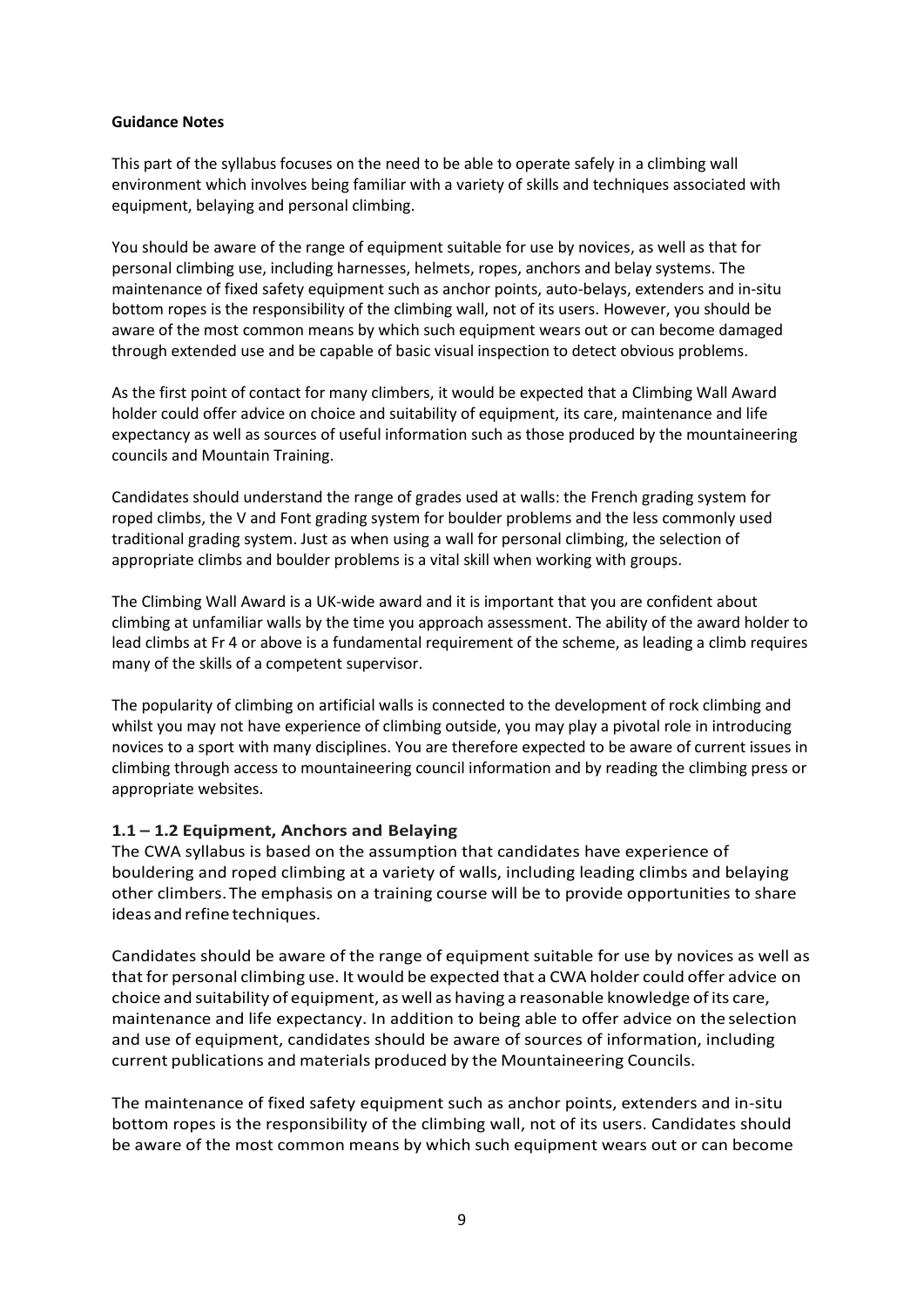**Guidance Notes**

This part of the syllabus focuses on the need to be able to operate safely in a climbing wall environment which involves being familiar with a variety of skills and techniques associated with equipment, belaying and personal climbing.

You should be aware of the range of equipment suitable for use by novices, as well as that for personal climbing use, including harnesses, helmets, ropes, anchors and belay systems. The maintenance of fixed safety equipment such as anchor points, auto-belays, extenders and in-situ bottom ropes is the responsibility of the climbing wall, not of its users. However, you should be aware of the most common means by which such equipment wears out or can become damaged through extended use and be capable of basic visual inspection to detect obvious problems.

As the first point of contact for many climbers, it would be expected that a Climbing Wall Award holder could offer advice on choice and suitability of equipment, its care, maintenance and life expectancy as well as sources of useful information such as those produced by the mountaineering councils and Mountain Training.

Candidates should understand the range of grades used at walls: the French grading system for roped climbs, the V and Font grading system for boulder problems and the less commonly used traditional grading system. Just as when using a wall for personal climbing, the selection of appropriate climbs and boulder problems is a vital skill when working with groups.

The Climbing Wall Award is a UK-wide award and it is important that you are confident about climbing at unfamiliar walls by the time you approach assessment. The ability of the award holder to lead climbs at Fr 4 or above is a fundamental requirement of the scheme, as leading a climb requires many of the skills of a competent supervisor.

The popularity of climbing on artificial walls is connected to the development of rock climbing and whilst you may not have experience of climbing outside, you may play a pivotal role in introducing novices to a sport with many disciplines. You are therefore expected to be aware of current issues in climbing through access to mountaineering council information and by reading the climbing press or appropriate websites.

### 1.1 – 1.2 Equipment, Anchors and Belaying

The CWA syllabus is based on the assumption that candidates have experience of bouldering and roped climbing at a variety of walls, including leading climbs and belaying other climbers. The emphasis on a training course will be to provide opportunities to share ideas and refine techniques.

Candidates should be aware of the range of equipment suitable for use by novices as well as that for personal climbing use. It would be expected that a CWA holder could offer advice on choice and suitability of equipment, as well as having a reasonable knowledge of its care, maintenance and life expectancy. In addition to being able to offer advice on the selection and use of equipment, candidates should be aware of sources of information, including current publications and materials produced by the Mountaineering Councils.

The maintenance of fixed safety equipment such as anchor points, extenders and in-situ bottom ropes is the responsibility of the climbing wall, not of its users. Candidates should be aware of the most common means by which such equipment wears out or can become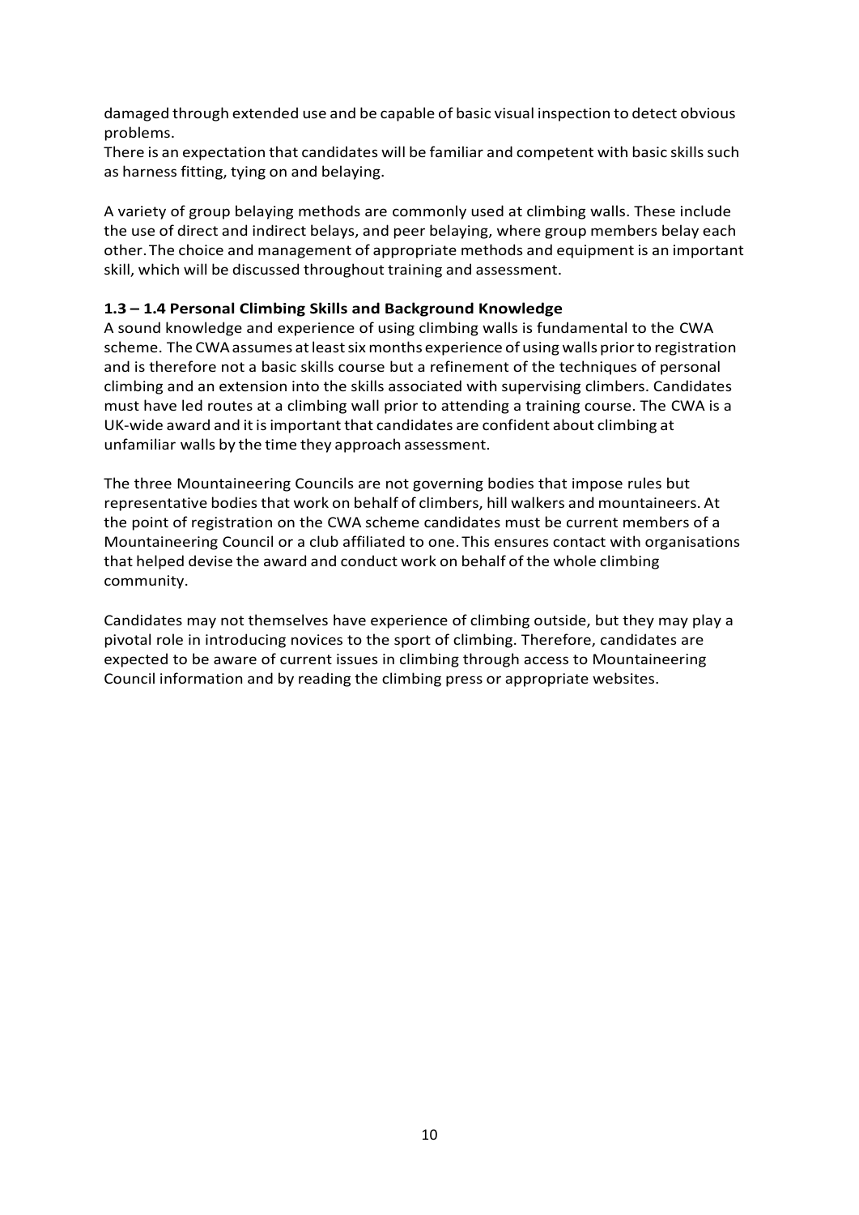damaged through extended use and be capable of basic visual inspection to detect obvious problems.
There is an expectation that candidates will be familiar and competent with basic skills such as harness fitting, tying on and belaying.

A variety of group belaying methods are commonly used at climbing walls. These include the use of direct and indirect belays, and peer belaying, where group members belay each other. The choice and management of appropriate methods and equipment is an important skill, which will be discussed throughout training and assessment.

**1.3 – 1.4 Personal Climbing Skills and Background Knowledge**

A sound knowledge and experience of using climbing walls is fundamental to the CWA scheme. The CWA assumes at least six months experience of using walls prior to registration and is therefore not a basic skills course but a refinement of the techniques of personal climbing and an extension into the skills associated with supervising climbers. Candidates must have led routes at a climbing wall prior to attending a training course. The CWA is a UK-wide award and it is important that candidates are confident about climbing at unfamiliar walls by the time they approach assessment.

The three Mountaineering Councils are not governing bodies that impose rules but representative bodies that work on behalf of climbers, hill walkers and mountaineers. At the point of registration on the CWA scheme candidates must be current members of a Mountaineering Council or a club affiliated to one. This ensures contact with organisations that helped devise the award and conduct work on behalf of the whole climbing community.

Candidates may not themselves have experience of climbing outside, but they may play a pivotal role in introducing novices to the sport of climbing. Therefore, candidates are expected to be aware of current issues in climbing through access to Mountaineering Council information and by reading the climbing press or appropriate websites.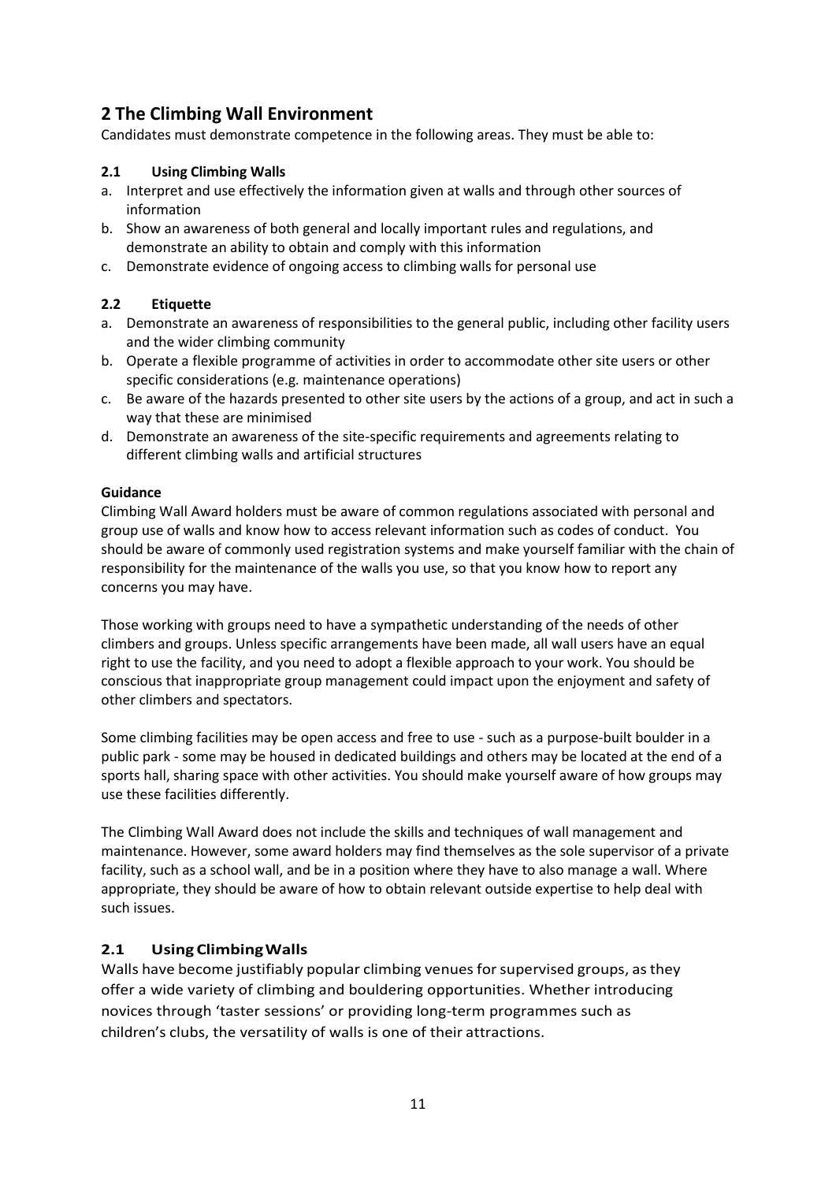## 2 The Climbing Wall Environment

Candidates must demonstrate competence in the following areas. They must be able to:

### 2.1 Using Climbing Walls

a. Interpret and use effectively the information given at walls and through other sources of information
b. Show an awareness of both general and locally important rules and regulations, and demonstrate an ability to obtain and comply with this information
c. Demonstrate evidence of ongoing access to climbing walls for personal use

### 2.2 Etiquette

a. Demonstrate an awareness of responsibilities to the general public, including other facility users and the wider climbing community
b. Operate a flexible programme of activities in order to accommodate other site users or other specific considerations (e.g. maintenance operations)
c. Be aware of the hazards presented to other site users by the actions of a group, and act in such a way that these are minimised
d. Demonstrate an awareness of the site-specific requirements and agreements relating to different climbing walls and artificial structures

**Guidance**

Climbing Wall Award holders must be aware of common regulations associated with personal and group use of walls and know how to access relevant information such as codes of conduct. You should be aware of commonly used registration systems and make yourself familiar with the chain of responsibility for the maintenance of the walls you use, so that you know how to report any concerns you may have.

Those working with groups need to have a sympathetic understanding of the needs of other climbers and groups. Unless specific arrangements have been made, all wall users have an equal right to use the facility, and you need to adopt a flexible approach to your work. You should be conscious that inappropriate group management could impact upon the enjoyment and safety of other climbers and spectators.

Some climbing facilities may be open access and free to use - such as a purpose-built boulder in a public park - some may be housed in dedicated buildings and others may be located at the end of a sports hall, sharing space with other activities. You should make yourself aware of how groups may use these facilities differently.

The Climbing Wall Award does not include the skills and techniques of wall management and maintenance. However, some award holders may find themselves as the sole supervisor of a private facility, such as a school wall, and be in a position where they have to also manage a wall. Where appropriate, they should be aware of how to obtain relevant outside expertise to help deal with such issues.

### 2.1 Using Climbing Walls

Walls have become justifiably popular climbing venues for supervised groups, as they offer a wide variety of climbing and bouldering opportunities. Whether introducing novices through 'taster sessions' or providing long-term programmes such as children's clubs, the versatility of walls is one of their attractions.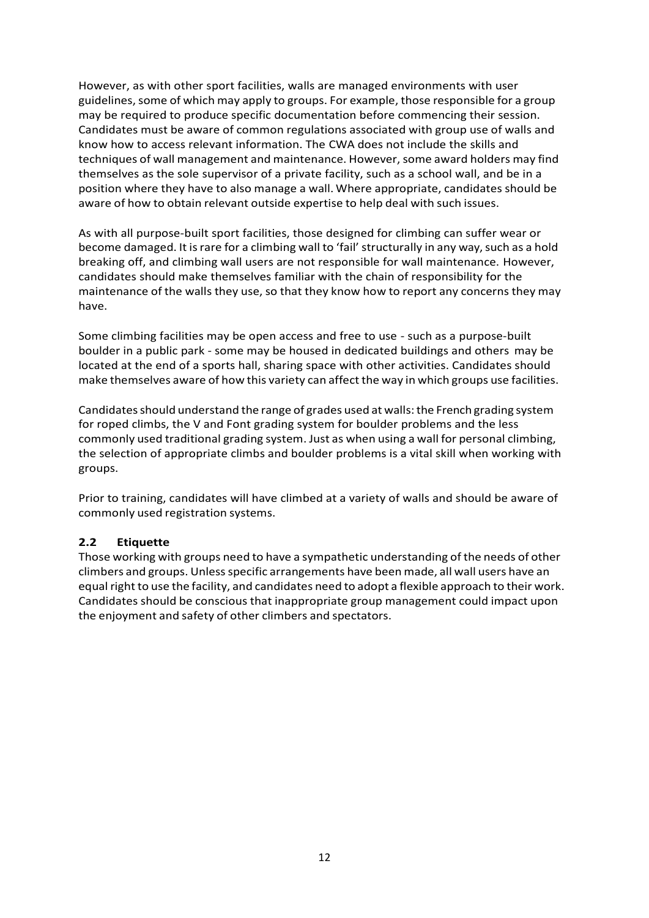However, as with other sport facilities, walls are managed environments with user guidelines, some of which may apply to groups. For example, those responsible for a group may be required to produce specific documentation before commencing their session. Candidates must be aware of common regulations associated with group use of walls and know how to access relevant information. The CWA does not include the skills and techniques of wall management and maintenance. However, some award holders may find themselves as the sole supervisor of a private facility, such as a school wall, and be in a position where they have to also manage a wall. Where appropriate, candidates should be aware of how to obtain relevant outside expertise to help deal with such issues.

As with all purpose-built sport facilities, those designed for climbing can suffer wear or become damaged. It is rare for a climbing wall to 'fail' structurally in any way, such as a hold breaking off, and climbing wall users are not responsible for wall maintenance. However, candidates should make themselves familiar with the chain of responsibility for the maintenance of the walls they use, so that they know how to report any concerns they may have.

Some climbing facilities may be open access and free to use - such as a purpose-built boulder in a public park - some may be housed in dedicated buildings and others may be located at the end of a sports hall, sharing space with other activities. Candidates should make themselves aware of how this variety can affect the way in which groups use facilities.

Candidates should understand the range of grades used at walls: the French grading system for roped climbs, the V and Font grading system for boulder problems and the less commonly used traditional grading system. Just as when using a wall for personal climbing, the selection of appropriate climbs and boulder problems is a vital skill when working with groups.

Prior to training, candidates will have climbed at a variety of walls and should be aware of commonly used registration systems.

### 2.2 Etiquette

Those working with groups need to have a sympathetic understanding of the needs of other climbers and groups. Unless specific arrangements have been made, all wall users have an equal right to use the facility, and candidates need to adopt a flexible approach to their work. Candidates should be conscious that inappropriate group management could impact upon the enjoyment and safety of other climbers and spectators.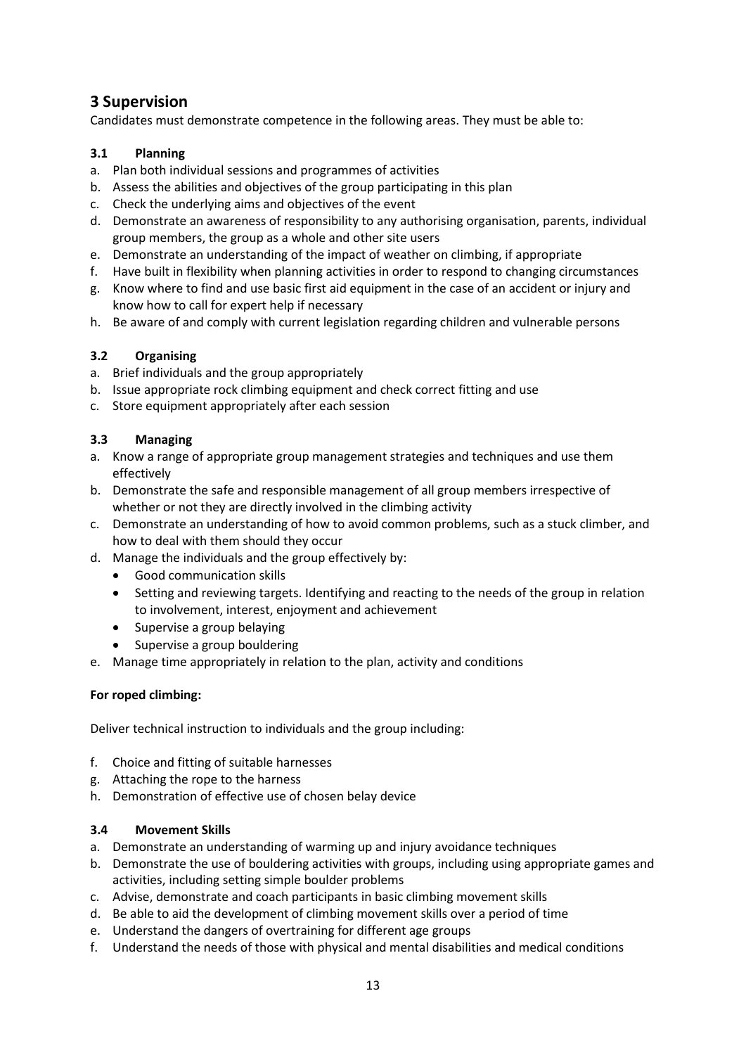## 3 Supervision

Candidates must demonstrate competence in the following areas. They must be able to:

### 3.1 Planning

a. Plan both individual sessions and programmes of activities
b. Assess the abilities and objectives of the group participating in this plan
c. Check the underlying aims and objectives of the event
d. Demonstrate an awareness of responsibility to any authorising organisation, parents, individual group members, the group as a whole and other site users
e. Demonstrate an understanding of the impact of weather on climbing, if appropriate
f. Have built in flexibility when planning activities in order to respond to changing circumstances
g. Know where to find and use basic first aid equipment in the case of an accident or injury and know how to call for expert help if necessary
h. Be aware of and comply with current legislation regarding children and vulnerable persons

### 3.2 Organising

a. Brief individuals and the group appropriately
b. Issue appropriate rock climbing equipment and check correct fitting and use
c. Store equipment appropriately after each session

### 3.3 Managing

a. Know a range of appropriate group management strategies and techniques and use them effectively
b. Demonstrate the safe and responsible management of all group members irrespective of whether or not they are directly involved in the climbing activity
c. Demonstrate an understanding of how to avoid common problems, such as a stuck climber, and how to deal with them should they occur
d. Manage the individuals and the group effectively by:
    - Good communication skills
    - Setting and reviewing targets. Identifying and reacting to the needs of the group in relation to involvement, interest, enjoyment and achievement
    - Supervise a group belaying
    - Supervise a group bouldering
e. Manage time appropriately in relation to the plan, activity and conditions

**For roped climbing:**

Deliver technical instruction to individuals and the group including:

f. Choice and fitting of suitable harnesses
g. Attaching the rope to the harness
h. Demonstration of effective use of chosen belay device

### 3.4 Movement Skills

a. Demonstrate an understanding of warming up and injury avoidance techniques
b. Demonstrate the use of bouldering activities with groups, including using appropriate games and activities, including setting simple boulder problems
c. Advise, demonstrate and coach participants in basic climbing movement skills
d. Be able to aid the development of climbing movement skills over a period of time
e. Understand the dangers of overtraining for different age groups
f. Understand the needs of those with physical and mental disabilities and medical conditions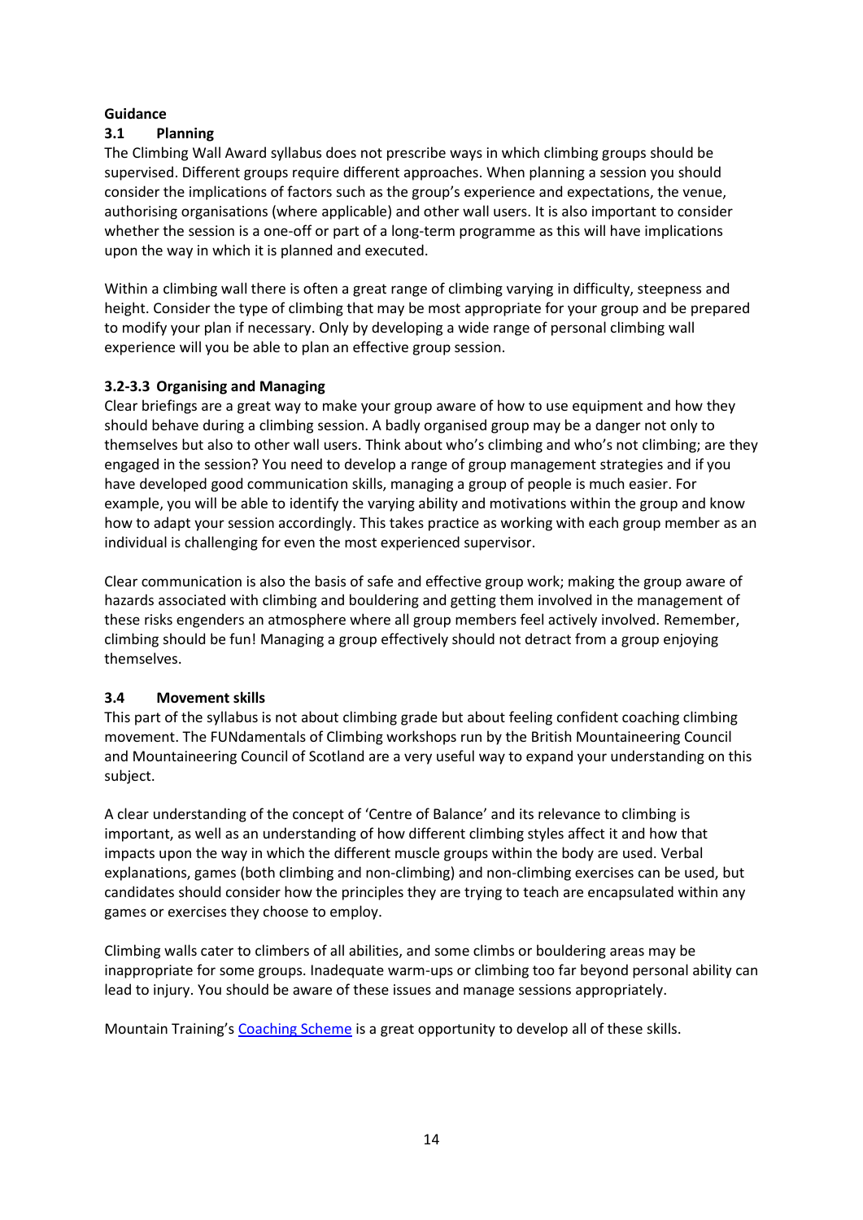**Guidance**

### 3.1 Planning

The Climbing Wall Award syllabus does not prescribe ways in which climbing groups should be supervised. Different groups require different approaches. When planning a session you should consider the implications of factors such as the group's experience and expectations, the venue, authorising organisations (where applicable) and other wall users. It is also important to consider whether the session is a one-off or part of a long-term programme as this will have implications upon the way in which it is planned and executed.

Within a climbing wall there is often a great range of climbing varying in difficulty, steepness and height. Consider the type of climbing that may be most appropriate for your group and be prepared to modify your plan if necessary. Only by developing a wide range of personal climbing wall experience will you be able to plan an effective group session.

### 3.2-3.3 Organising and Managing

Clear briefings are a great way to make your group aware of how to use equipment and how they should behave during a climbing session. A badly organised group may be a danger not only to themselves but also to other wall users. Think about who's climbing and who's not climbing; are they engaged in the session? You need to develop a range of group management strategies and if you have developed good communication skills, managing a group of people is much easier. For example, you will be able to identify the varying ability and motivations within the group and know how to adapt your session accordingly. This takes practice as working with each group member as an individual is challenging for even the most experienced supervisor.

Clear communication is also the basis of safe and effective group work; making the group aware of hazards associated with climbing and bouldering and getting them involved in the management of these risks engenders an atmosphere where all group members feel actively involved. Remember, climbing should be fun! Managing a group effectively should not detract from a group enjoying themselves.

### 3.4 Movement skills

This part of the syllabus is not about climbing grade but about feeling confident coaching climbing movement. The FUNdamentals of Climbing workshops run by the British Mountaineering Council and Mountaineering Council of Scotland are a very useful way to expand your understanding on this subject.

A clear understanding of the concept of 'Centre of Balance' and its relevance to climbing is important, as well as an understanding of how different climbing styles affect it and how that impacts upon the way in which the different muscle groups within the body are used. Verbal explanations, games (both climbing and non-climbing) and non-climbing exercises can be used, but candidates should consider how the principles they are trying to teach are encapsulated within any games or exercises they choose to employ.

Climbing walls cater to climbers of all abilities, and some climbs or bouldering areas may be inappropriate for some groups. Inadequate warm-ups or climbing too far beyond personal ability can lead to injury. You should be aware of these issues and manage sessions appropriately.

Mountain Training's Coaching Scheme is a great opportunity to develop all of these skills.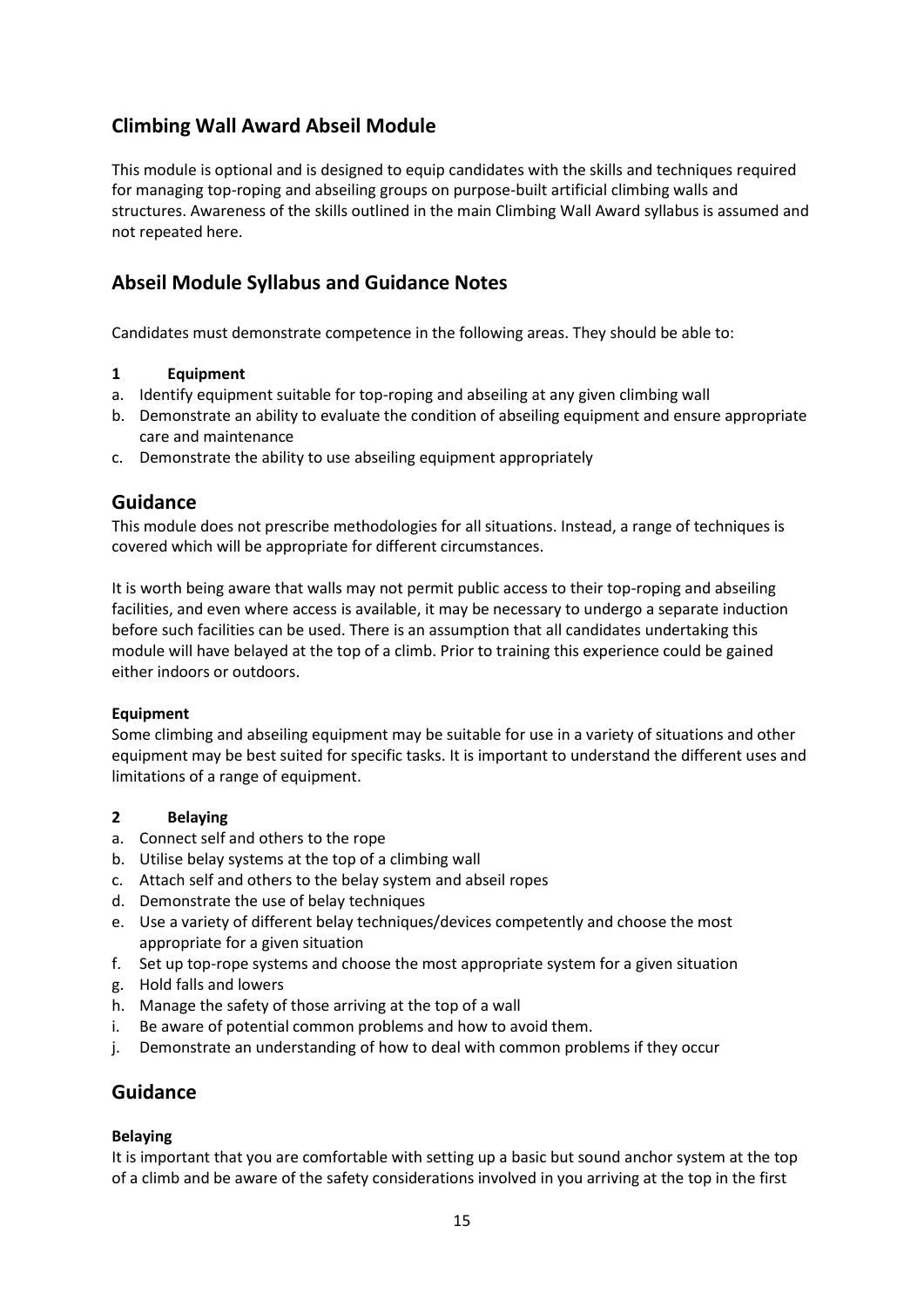## Climbing Wall Award Abseil Module

This module is optional and is designed to equip candidates with the skills and techniques required for managing top-roping and abseiling groups on purpose-built artificial climbing walls and structures. Awareness of the skills outlined in the main Climbing Wall Award syllabus is assumed and not repeated here.

## Abseil Module Syllabus and Guidance Notes

Candidates must demonstrate competence in the following areas. They should be able to:

**1 Equipment**

a. Identify equipment suitable for top-roping and abseiling at any given climbing wall
b. Demonstrate an ability to evaluate the condition of abseiling equipment and ensure appropriate care and maintenance
c. Demonstrate the ability to use abseiling equipment appropriately

## Guidance

This module does not prescribe methodologies for all situations. Instead, a range of techniques is covered which will be appropriate for different circumstances.

It is worth being aware that walls may not permit public access to their top-roping and abseiling facilities, and even where access is available, it may be necessary to undergo a separate induction before such facilities can be used. There is an assumption that all candidates undertaking this module will have belayed at the top of a climb. Prior to training this experience could be gained either indoors or outdoors.

**Equipment**

Some climbing and abseiling equipment may be suitable for use in a variety of situations and other equipment may be best suited for specific tasks. It is important to understand the different uses and limitations of a range of equipment.

**2 Belaying**

a. Connect self and others to the rope
b. Utilise belay systems at the top of a climbing wall
c. Attach self and others to the belay system and abseil ropes
d. Demonstrate the use of belay techniques
e. Use a variety of different belay techniques/devices competently and choose the most appropriate for a given situation
f. Set up top-rope systems and choose the most appropriate system for a given situation
g. Hold falls and lowers
h. Manage the safety of those arriving at the top of a wall
i. Be aware of potential common problems and how to avoid them.
j. Demonstrate an understanding of how to deal with common problems if they occur

## Guidance

**Belaying**

It is important that you are comfortable with setting up a basic but sound anchor system at the top of a climb and be aware of the safety considerations involved in you arriving at the top in the first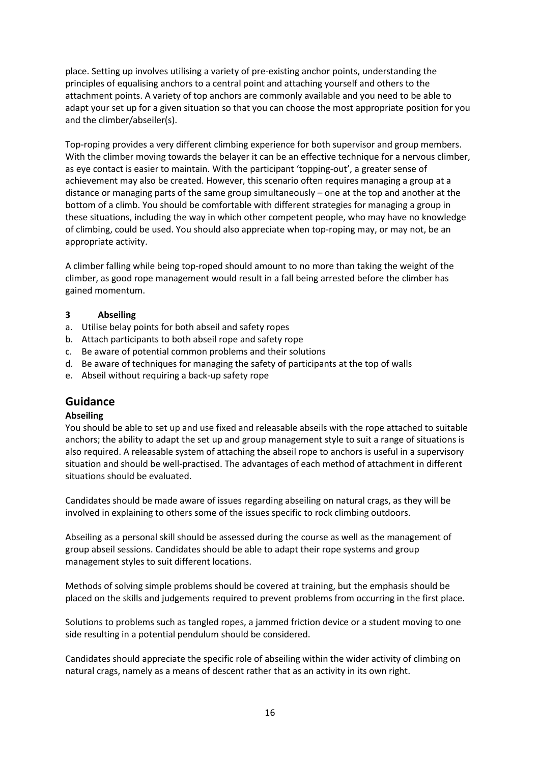place. Setting up involves utilising a variety of pre-existing anchor points, understanding the principles of equalising anchors to a central point and attaching yourself and others to the attachment points. A variety of top anchors are commonly available and you need to be able to adapt your set up for a given situation so that you can choose the most appropriate position for you and the climber/abseiler(s).

Top-roping provides a very different climbing experience for both supervisor and group members. With the climber moving towards the belayer it can be an effective technique for a nervous climber, as eye contact is easier to maintain. With the participant 'topping-out', a greater sense of achievement may also be created. However, this scenario often requires managing a group at a distance or managing parts of the same group simultaneously – one at the top and another at the bottom of a climb. You should be comfortable with different strategies for managing a group in these situations, including the way in which other competent people, who may have no knowledge of climbing, could be used. You should also appreciate when top-roping may, or may not, be an appropriate activity.

A climber falling while being top-roped should amount to no more than taking the weight of the climber, as good rope management would result in a fall being arrested before the climber has gained momentum.

**3 Abseiling**

a. Utilise belay points for both abseil and safety ropes
b. Attach participants to both abseil rope and safety rope
c. Be aware of potential common problems and their solutions
d. Be aware of techniques for managing the safety of participants at the top of walls
e. Abseil without requiring a back-up safety rope

## Guidance

**Abseiling**

You should be able to set up and use fixed and releasable abseils with the rope attached to suitable anchors; the ability to adapt the set up and group management style to suit a range of situations is also required. A releasable system of attaching the abseil rope to anchors is useful in a supervisory situation and should be well-practised. The advantages of each method of attachment in different situations should be evaluated.

Candidates should be made aware of issues regarding abseiling on natural crags, as they will be involved in explaining to others some of the issues specific to rock climbing outdoors.

Abseiling as a personal skill should be assessed during the course as well as the management of group abseil sessions. Candidates should be able to adapt their rope systems and group management styles to suit different locations.

Methods of solving simple problems should be covered at training, but the emphasis should be placed on the skills and judgements required to prevent problems from occurring in the first place.

Solutions to problems such as tangled ropes, a jammed friction device or a student moving to one side resulting in a potential pendulum should be considered.

Candidates should appreciate the specific role of abseiling within the wider activity of climbing on natural crags, namely as a means of descent rather that as an activity in its own right.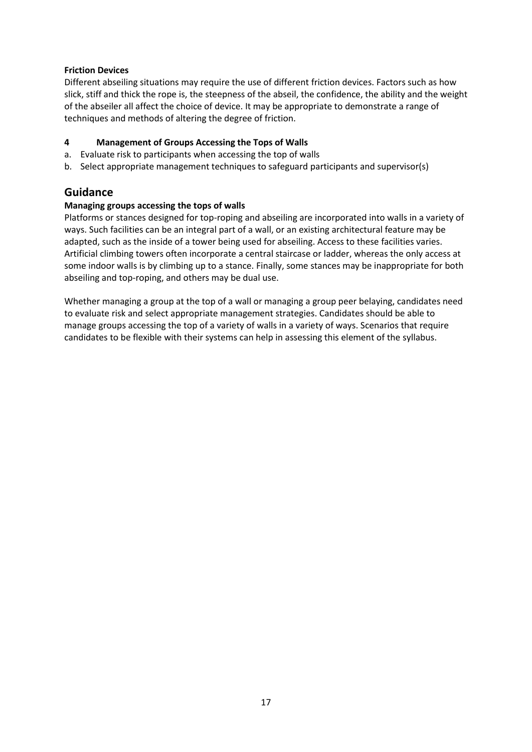**Friction Devices**

Different abseiling situations may require the use of different friction devices. Factors such as how slick, stiff and thick the rope is, the steepness of the abseil, the confidence, the ability and the weight of the abseiler all affect the choice of device. It may be appropriate to demonstrate a range of techniques and methods of altering the degree of friction.

**4 Management of Groups Accessing the Tops of Walls**

a. Evaluate risk to participants when accessing the top of walls
b. Select appropriate management techniques to safeguard participants and supervisor(s)

## Guidance

**Managing groups accessing the tops of walls**

Platforms or stances designed for top-roping and abseiling are incorporated into walls in a variety of ways. Such facilities can be an integral part of a wall, or an existing architectural feature may be adapted, such as the inside of a tower being used for abseiling. Access to these facilities varies. Artificial climbing towers often incorporate a central staircase or ladder, whereas the only access at some indoor walls is by climbing up to a stance. Finally, some stances may be inappropriate for both abseiling and top-roping, and others may be dual use.

Whether managing a group at the top of a wall or managing a group peer belaying, candidates need to evaluate risk and select appropriate management strategies. Candidates should be able to manage groups accessing the top of a variety of walls in a variety of ways. Scenarios that require candidates to be flexible with their systems can help in assessing this element of the syllabus.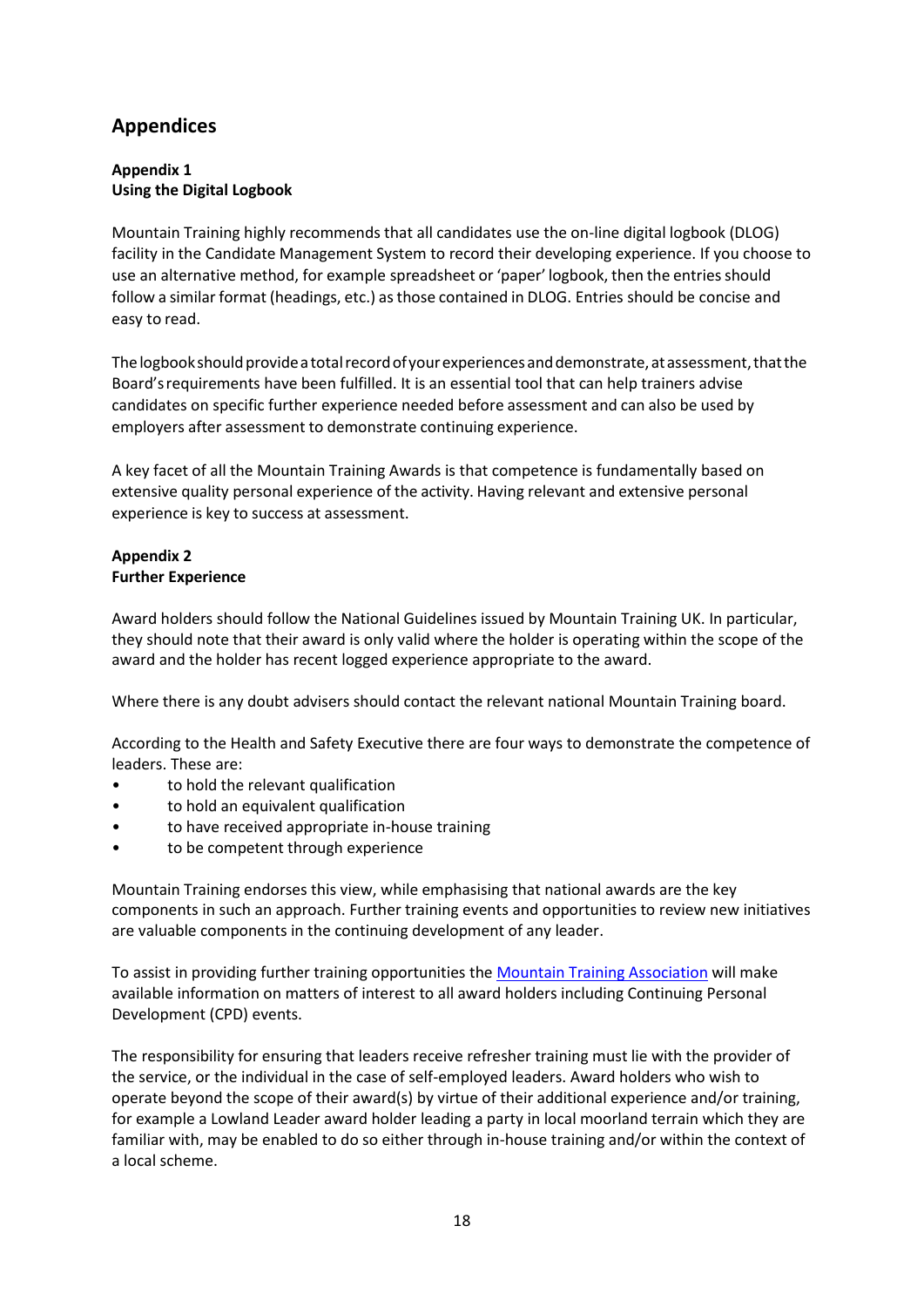## Appendices

**Appendix 1**
**Using the Digital Logbook**

Mountain Training highly recommends that all candidates use the on-line digital logbook (DLOG) facility in the Candidate Management System to record their developing experience. If you choose to use an alternative method, for example spreadsheet or 'paper' logbook, then the entries should follow a similar format (headings, etc.) as those contained in DLOG. Entries should be concise and easy to read.

The logbook should provide a total record of your experiences and demonstrate, at assessment, that the Board's requirements have been fulfilled. It is an essential tool that can help trainers advise candidates on specific further experience needed before assessment and can also be used by employers after assessment to demonstrate continuing experience.

A key facet of all the Mountain Training Awards is that competence is fundamentally based on extensive quality personal experience of the activity. Having relevant and extensive personal experience is key to success at assessment.

**Appendix 2**
**Further Experience**

Award holders should follow the National Guidelines issued by Mountain Training UK. In particular, they should note that their award is only valid where the holder is operating within the scope of the award and the holder has recent logged experience appropriate to the award.

Where there is any doubt advisers should contact the relevant national Mountain Training board.

According to the Health and Safety Executive there are four ways to demonstrate the competence of leaders. These are:

- to hold the relevant qualification
- to hold an equivalent qualification
- to have received appropriate in-house training
- to be competent through experience

Mountain Training endorses this view, while emphasising that national awards are the key components in such an approach. Further training events and opportunities to review new initiatives are valuable components in the continuing development of any leader.

To assist in providing further training opportunities the Mountain Training Association will make available information on matters of interest to all award holders including Continuing Personal Development (CPD) events.

The responsibility for ensuring that leaders receive refresher training must lie with the provider of the service, or the individual in the case of self-employed leaders. Award holders who wish to operate beyond the scope of their award(s) by virtue of their additional experience and/or training, for example a Lowland Leader award holder leading a party in local moorland terrain which they are familiar with, may be enabled to do so either through in-house training and/or within the context of a local scheme.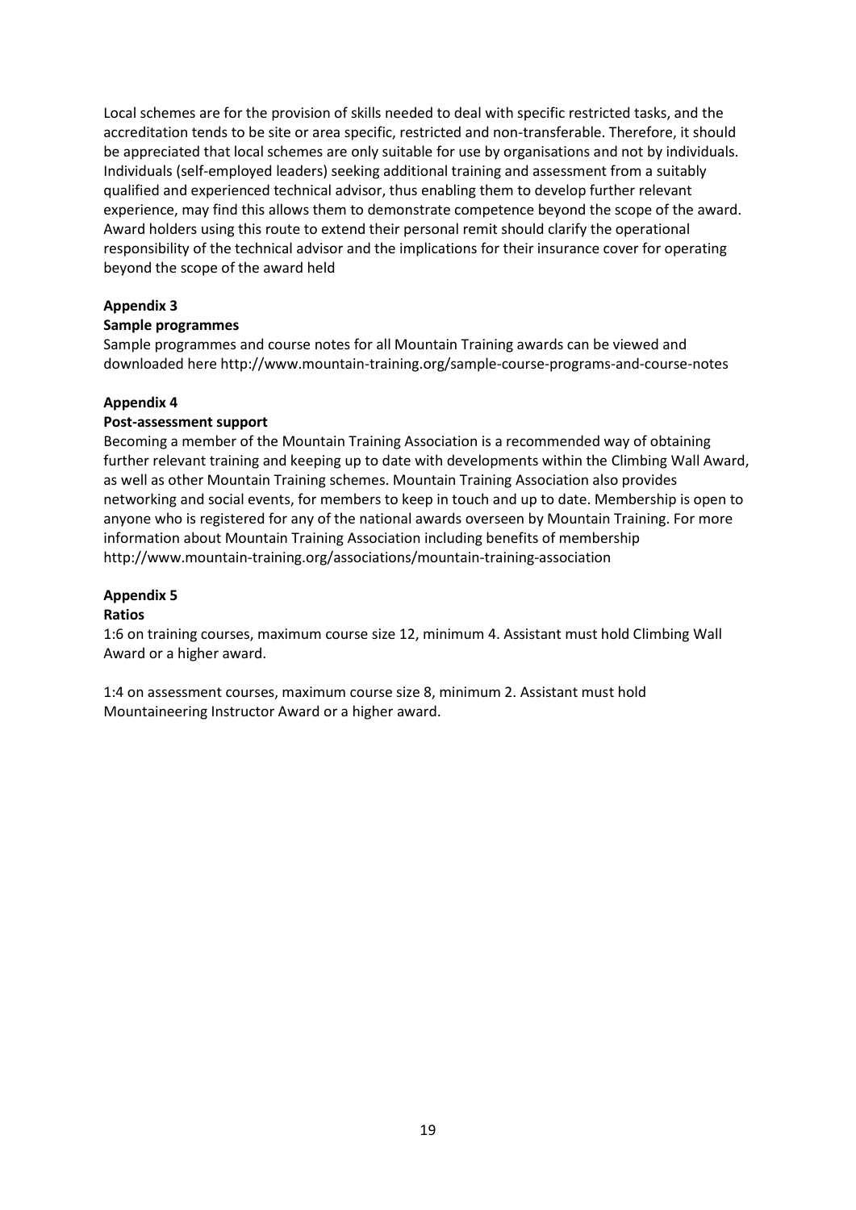Local schemes are for the provision of skills needed to deal with specific restricted tasks, and the accreditation tends to be site or area specific, restricted and non-transferable. Therefore, it should be appreciated that local schemes are only suitable for use by organisations and not by individuals. Individuals (self-employed leaders) seeking additional training and assessment from a suitably qualified and experienced technical advisor, thus enabling them to develop further relevant experience, may find this allows them to demonstrate competence beyond the scope of the award. Award holders using this route to extend their personal remit should clarify the operational responsibility of the technical advisor and the implications for their insurance cover for operating beyond the scope of the award held

**Appendix 3**

**Sample programmes**

Sample programmes and course notes for all Mountain Training awards can be viewed and downloaded here http://www.mountain-training.org/sample-course-programs-and-course-notes

**Appendix 4**

**Post-assessment support**

Becoming a member of the Mountain Training Association is a recommended way of obtaining further relevant training and keeping up to date with developments within the Climbing Wall Award, as well as other Mountain Training schemes. Mountain Training Association also provides networking and social events, for members to keep in touch and up to date. Membership is open to anyone who is registered for any of the national awards overseen by Mountain Training. For more information about Mountain Training Association including benefits of membership http://www.mountain-training.org/associations/mountain-training-association

**Appendix 5**

**Ratios**

1:6 on training courses, maximum course size 12, minimum 4. Assistant must hold Climbing Wall Award or a higher award.

1:4 on assessment courses, maximum course size 8, minimum 2. Assistant must hold Mountaineering Instructor Award or a higher award.